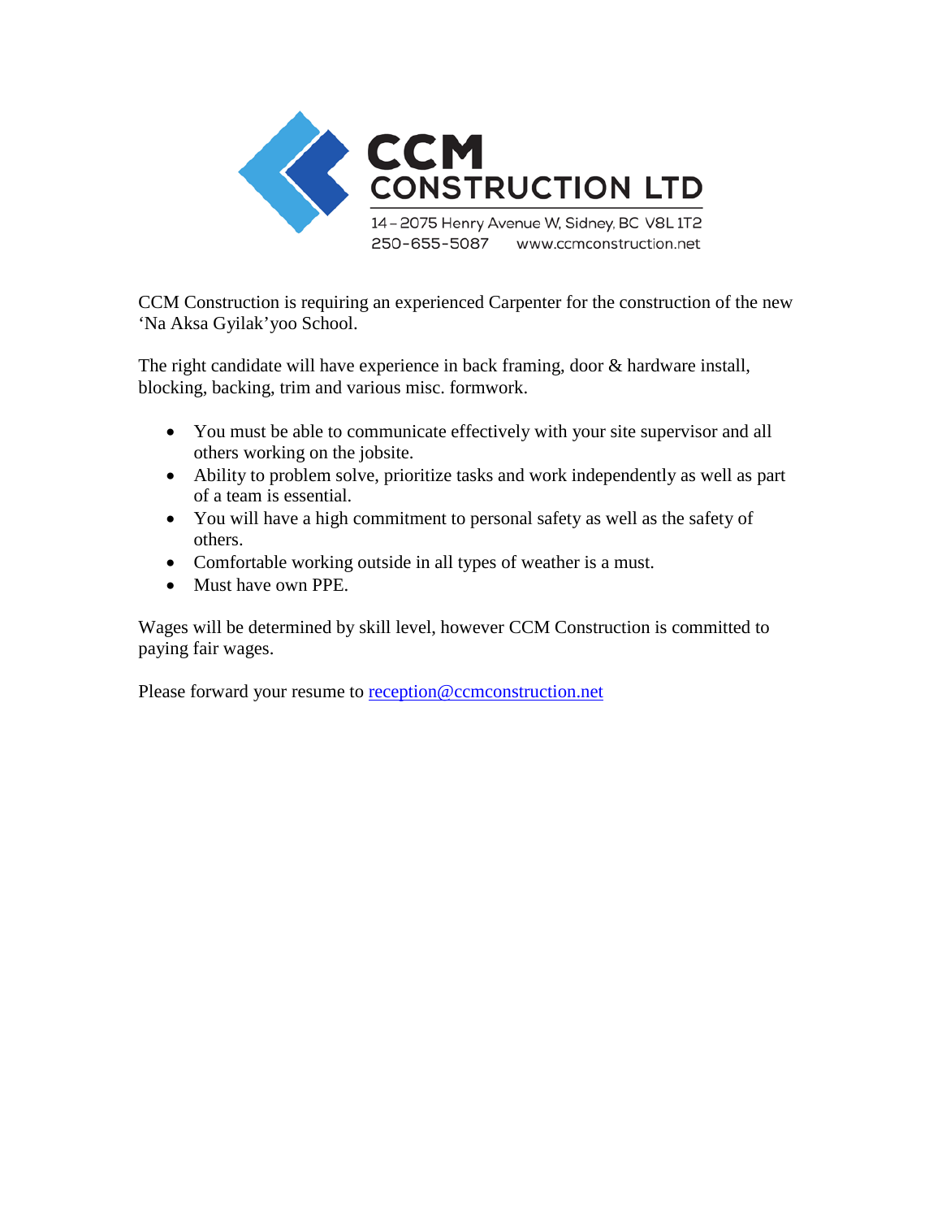# CCM CONSTRUCTION LTD

14 – 2075 Henry Avenue W, Sidney, BC V8L 1T2
250-655-5087 www.ccmconstruction.net

CCM Construction is requiring an experienced Carpenter for the construction of the new 'Na Aksa Gyilak'yoo School.

The right candidate will have experience in back framing, door & hardware install, blocking, backing, trim and various misc. formwork.

- You must be able to communicate effectively with your site supervisor and all others working on the jobsite.
- Ability to problem solve, prioritize tasks and work independently as well as part of a team is essential.
- You will have a high commitment to personal safety as well as the safety of others.
- Comfortable working outside in all types of weather is a must.
- Must have own PPE.

Wages will be determined by skill level, however CCM Construction is committed to paying fair wages.

Please forward your resume to reception@ccmconstruction.net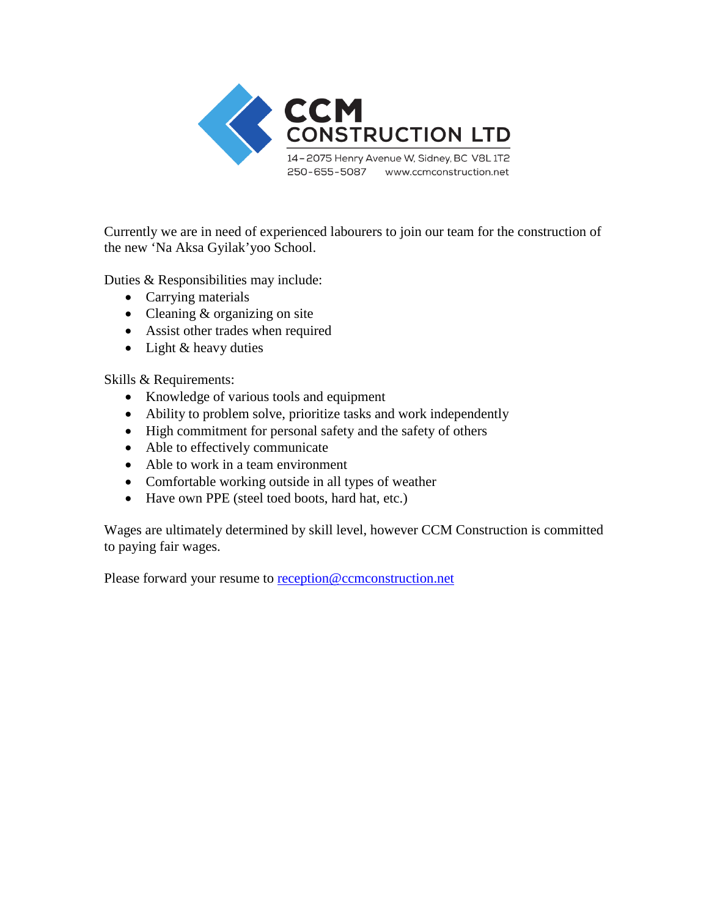**CCM CONSTRUCTION LTD**

14 – 2075 Henry Avenue W, Sidney, BC V8L 1T2
250-655-5087 www.ccmconstruction.net

Currently we are in need of experienced labourers to join our team for the construction of the new 'Na Aksa Gyilak'yoo School.

Duties & Responsibilities may include:

- Carrying materials
- Cleaning & organizing on site
- Assist other trades when required
- Light & heavy duties

Skills & Requirements:

- Knowledge of various tools and equipment
- Ability to problem solve, prioritize tasks and work independently
- High commitment for personal safety and the safety of others
- Able to effectively communicate
- Able to work in a team environment
- Comfortable working outside in all types of weather
- Have own PPE (steel toed boots, hard hat, etc.)

Wages are ultimately determined by skill level, however CCM Construction is committed to paying fair wages.

Please forward your resume to [reception@ccmconstruction.net](mailto:reception@ccmconstruction.net)